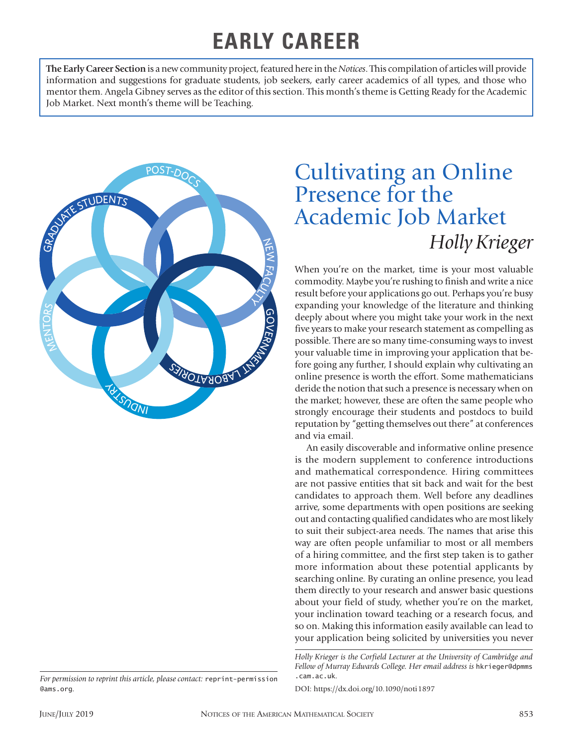# EARLY CAREER

**The Early Career Section** is a new community project, featured here in the *Notices*. This compilation of articles will provide information and suggestions for graduate students, job seekers, early career academics of all types, and those who mentor them. Angela Gibney serves as the editor of this section. This month's theme is Getting Ready for the Academic Job Market. Next month's theme will be Teaching.

# Cultivating an Online Presence for the Academic Job Market

*Holly Krieger*

When you're on the market, time is your most valuable commodity. Maybe you're rushing to finish and write a nice result before your applications go out. Perhaps you're busy expanding your knowledge of the literature and thinking deeply about where you might take your work in the next five years to make your research statement as compelling as possible. There are so many time-consuming ways to invest your valuable time in improving your application that before going any further, I should explain why cultivating an online presence is worth the effort. Some mathematicians deride the notion that such a presence is necessary when on the market; however, these are often the same people who strongly encourage their students and postdocs to build reputation by "getting themselves out there" at conferences and via email.

An easily discoverable and informative online presence is the modern supplement to conference introductions and mathematical correspondence. Hiring committees are not passive entities that sit back and wait for the best candidates to approach them. Well before any deadlines arrive, some departments with open positions are seeking out and contacting qualified candidates who are most likely to suit their subject-area needs. The names that arise this way are often people unfamiliar to most or all members of a hiring committee, and the first step taken is to gather more information about these potential applicants by searching online. By curating an online presence, you lead them directly to your research and answer basic questions about your field of study, whether you're on the market, your inclination toward teaching or a research focus, and so on. Making this information easily available can lead to your application being solicited by universities you never

---

*Holly Krieger is the Corfield Lecturer at the University of Cambridge and Fellow of Murray Edwards College. Her email address is* hkrieger@dpmms.cam.ac.uk.

DOI: https://dx.doi.org/10.1090/noti1897

*For permission to reprint this article, please contact:* reprint-permission@ams.org.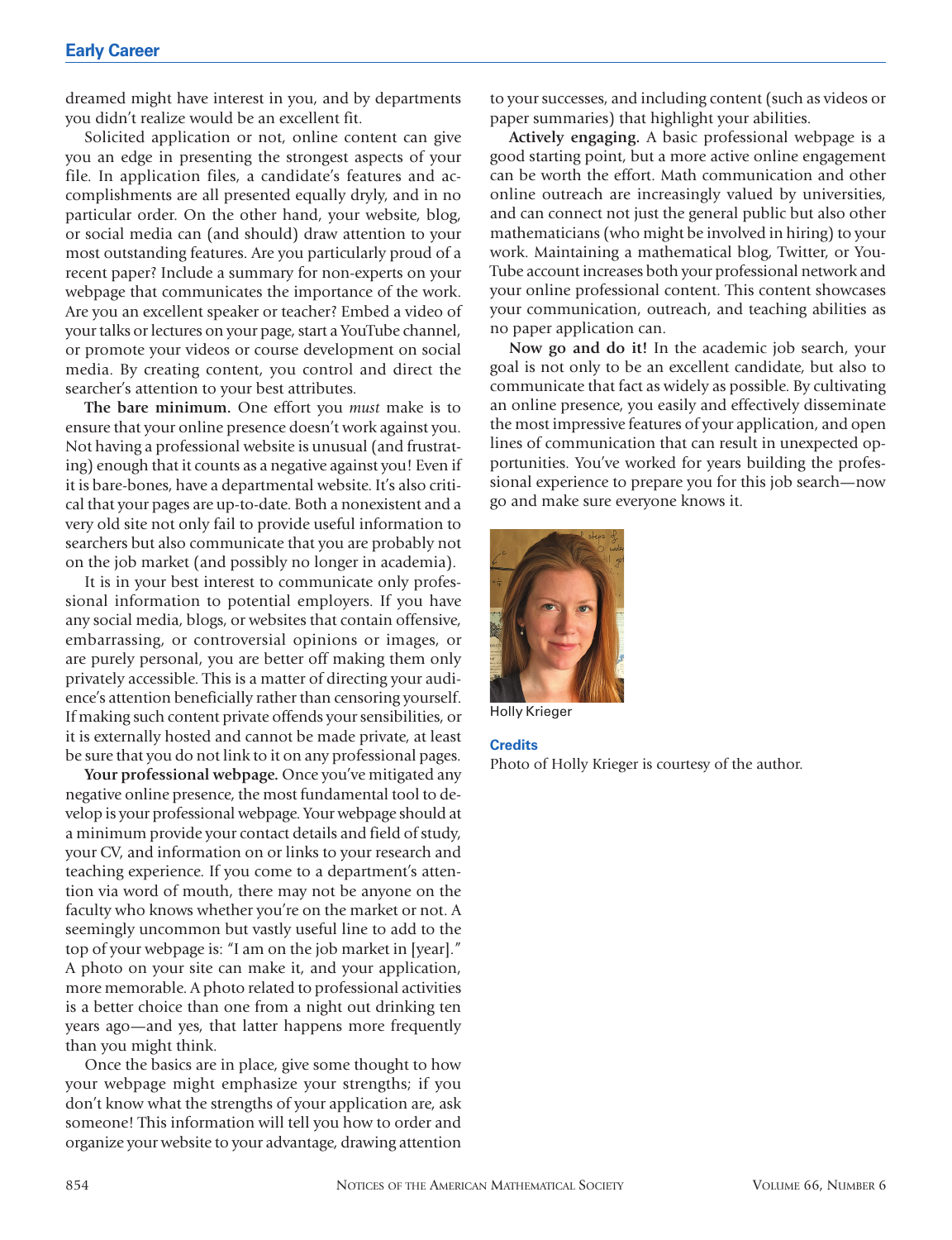dreamed might have interest in you, and by departments you didn't realize would be an excellent fit.

Solicited application or not, online content can give you an edge in presenting the strongest aspects of your file. In application files, a candidate's features and accomplishments are all presented equally dryly, and in no particular order. On the other hand, your website, blog, or social media can (and should) draw attention to your most outstanding features. Are you particularly proud of a recent paper? Include a summary for non-experts on your webpage that communicates the importance of the work. Are you an excellent speaker or teacher? Embed a video of your talks or lectures on your page, start a YouTube channel, or promote your videos or course development on social media. By creating content, you control and direct the searcher's attention to your best attributes.

**The bare minimum.** One effort you *must* make is to ensure that your online presence doesn't work against you. Not having a professional website is unusual (and frustrating) enough that it counts as a negative against you! Even if it is bare-bones, have a departmental website. It's also critical that your pages are up-to-date. Both a nonexistent and a very old site not only fail to provide useful information to searchers but also communicate that you are probably not on the job market (and possibly no longer in academia).

It is in your best interest to communicate only professional information to potential employers. If you have any social media, blogs, or websites that contain offensive, embarrassing, or controversial opinions or images, or are purely personal, you are better off making them only privately accessible. This is a matter of directing your audience's attention beneficially rather than censoring yourself. If making such content private offends your sensibilities, or it is externally hosted and cannot be made private, at least be sure that you do not link to it on any professional pages.

**Your professional webpage.** Once you've mitigated any negative online presence, the most fundamental tool to develop is your professional webpage. Your webpage should at a minimum provide your contact details and field of study, your CV, and information on or links to your research and teaching experience. If you come to a department's attention via word of mouth, there may not be anyone on the faculty who knows whether you're on the market or not. A seemingly uncommon but vastly useful line to add to the top of your webpage is: "I am on the job market in [year]." A photo on your site can make it, and your application, more memorable. A photo related to professional activities is a better choice than one from a night out drinking ten years ago—and yes, that latter happens more frequently than you might think.

Once the basics are in place, give some thought to how your webpage might emphasize your strengths; if you don't know what the strengths of your application are, ask someone! This information will tell you how to order and organize your website to your advantage, drawing attention to your successes, and including content (such as videos or paper summaries) that highlight your abilities.

**Actively engaging.** A basic professional webpage is a good starting point, but a more active online engagement can be worth the effort. Math communication and other online outreach are increasingly valued by universities, and can connect not just the general public but also other mathematicians (who might be involved in hiring) to your work. Maintaining a mathematical blog, Twitter, or YouTube account increases both your professional network and your online professional content. This content showcases your communication, outreach, and teaching abilities as no paper application can.

**Now go and do it!** In the academic job search, your goal is not only to be an excellent candidate, but also to communicate that fact as widely as possible. By cultivating an online presence, you easily and effectively disseminate the most impressive features of your application, and open lines of communication that can result in unexpected opportunities. You've worked for years building the professional experience to prepare you for this job search—now go and make sure everyone knows it.

Holly Krieger

### Credits

Photo of Holly Krieger is courtesy of the author.